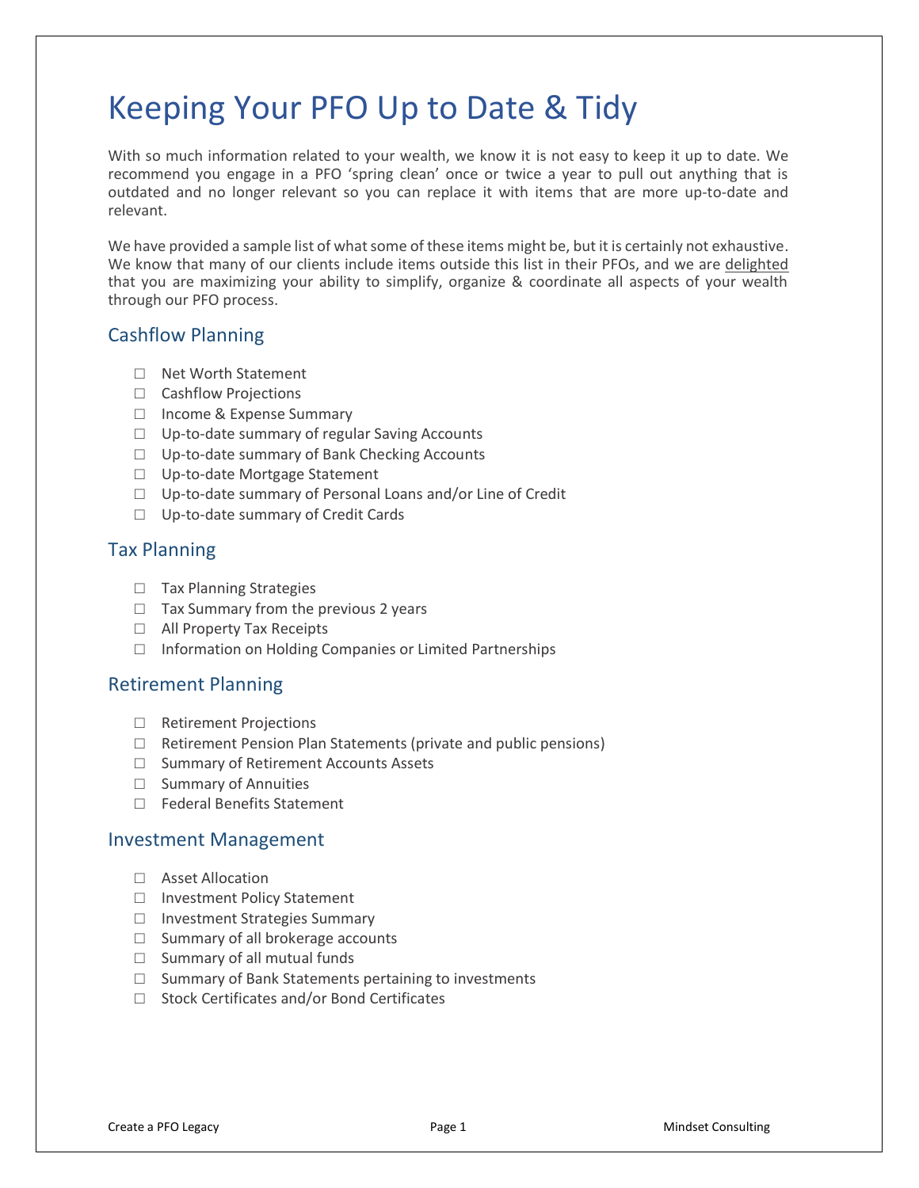# Keeping Your PFO Up to Date & Tidy

With so much information related to your wealth, we know it is not easy to keep it up to date. We recommend you engage in a PFO 'spring clean' once or twice a year to pull out anything that is outdated and no longer relevant so you can replace it with items that are more up-to-date and relevant.

We have provided a sample list of what some of these items might be, but it is certainly not exhaustive. We know that many of our clients include items outside this list in their PFOs, and we are delighted that you are maximizing your ability to simplify, organize & coordinate all aspects of your wealth through our PFO process.

## Cashflow Planning

- ☐ Net Worth Statement
- ☐ Cashflow Projections
- ☐ Income & Expense Summary
- ☐ Up-to-date summary of regular Saving Accounts
- ☐ Up-to-date summary of Bank Checking Accounts
- ☐ Up-to-date Mortgage Statement
- ☐ Up-to-date summary of Personal Loans and/or Line of Credit
- ☐ Up-to-date summary of Credit Cards

## Tax Planning

- ☐ Tax Planning Strategies
- ☐ Tax Summary from the previous 2 years
- ☐ All Property Tax Receipts
- ☐ Information on Holding Companies or Limited Partnerships

## Retirement Planning

- ☐ Retirement Projections
- ☐ Retirement Pension Plan Statements (private and public pensions)
- ☐ Summary of Retirement Accounts Assets
- ☐ Summary of Annuities
- ☐ Federal Benefits Statement

## Investment Management

- ☐ Asset Allocation
- ☐ Investment Policy Statement
- ☐ Investment Strategies Summary
- ☐ Summary of all brokerage accounts
- ☐ Summary of all mutual funds
- ☐ Summary of Bank Statements pertaining to investments
- ☐ Stock Certificates and/or Bond Certificates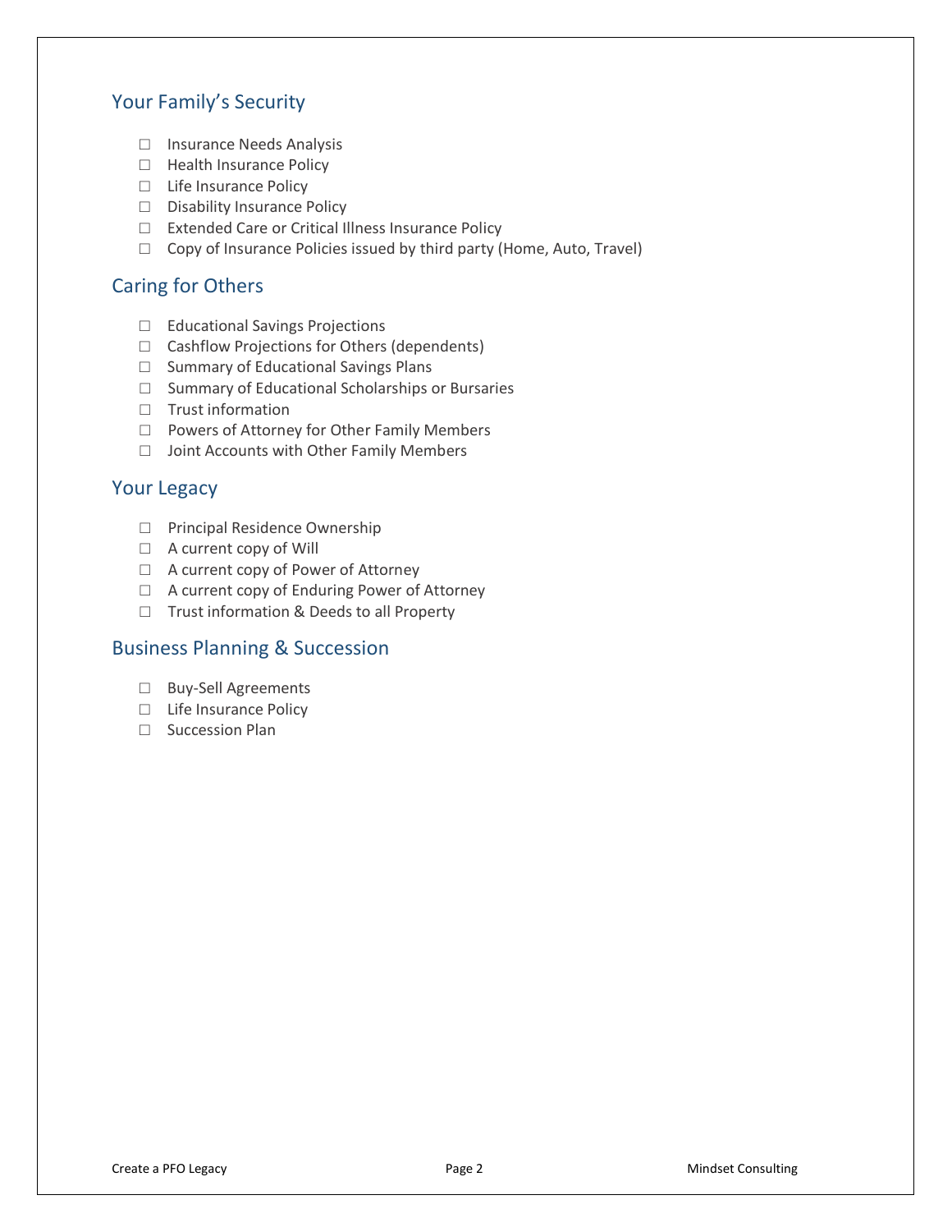## Your Family's Security

- ☐ Insurance Needs Analysis
- ☐ Health Insurance Policy
- ☐ Life Insurance Policy
- ☐ Disability Insurance Policy
- ☐ Extended Care or Critical Illness Insurance Policy
- ☐ Copy of Insurance Policies issued by third party (Home, Auto, Travel)

## Caring for Others

- ☐ Educational Savings Projections
- ☐ Cashflow Projections for Others (dependents)
- ☐ Summary of Educational Savings Plans
- ☐ Summary of Educational Scholarships or Bursaries
- ☐ Trust information
- ☐ Powers of Attorney for Other Family Members
- ☐ Joint Accounts with Other Family Members

## Your Legacy

- ☐ Principal Residence Ownership
- ☐ A current copy of Will
- ☐ A current copy of Power of Attorney
- ☐ A current copy of Enduring Power of Attorney
- ☐ Trust information & Deeds to all Property

## Business Planning & Succession

- ☐ Buy-Sell Agreements
- ☐ Life Insurance Policy
- ☐ Succession Plan